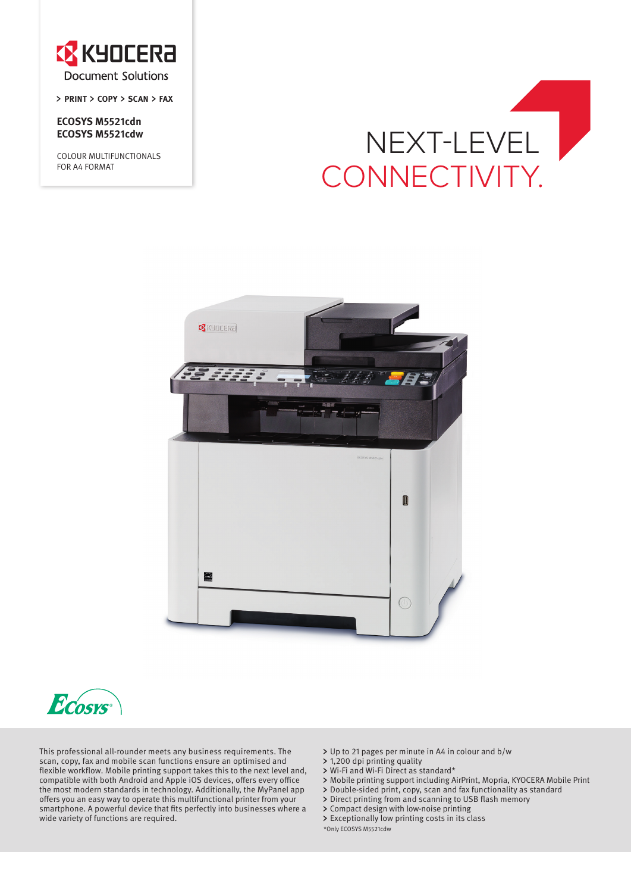KYOCERA Document Solutions

> PRINT > COPY > SCAN > FAX

**ECOSYS M5521cdn**
**ECOSYS M5521cdw**

COLOUR MULTIFUNCTIONALS
FOR A4 FORMAT

# NEXT-LEVEL CONNECTIVITY.

This professional all-rounder meets any business requirements. The scan, copy, fax and mobile scan functions ensure an optimised and flexible workflow. Mobile printing support takes this to the next level and, compatible with both Android and Apple iOS devices, offers every office the most modern standards in technology. Additionally, the MyPanel app offers you an easy way to operate this multifunctional printer from your smartphone. A powerful device that fits perfectly into businesses where a wide variety of functions are required.

- Up to 21 pages per minute in A4 in colour and b/w
- 1,200 dpi printing quality
- Wi-Fi and Wi-Fi Direct as standard*
- Mobile printing support including AirPrint, Mopria, KYOCERA Mobile Print
- Double-sided print, copy, scan and fax functionality as standard
- Direct printing from and scanning to USB flash memory
- Compact design with low-noise printing
- Exceptionally low printing costs in its class

*Only ECOSYS M5521cdw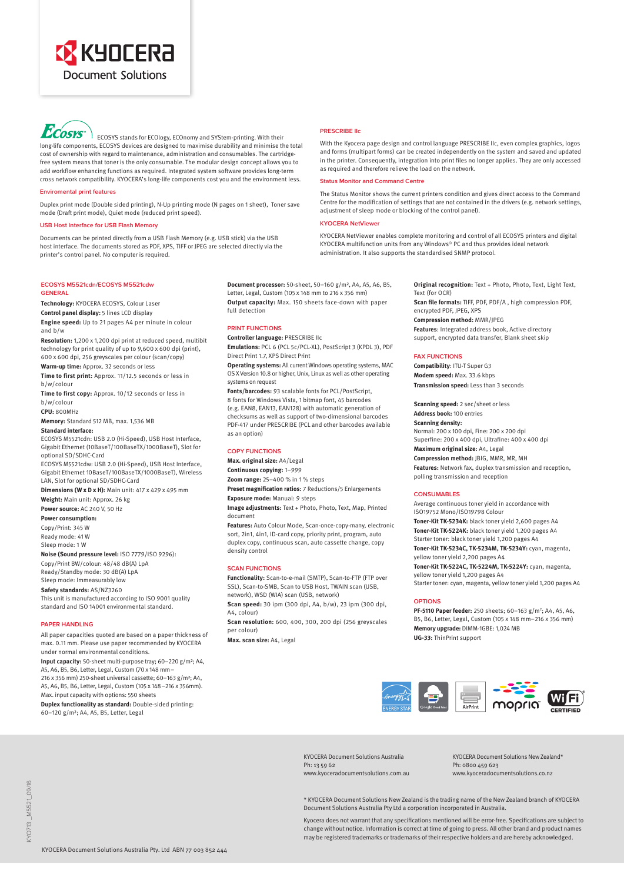# KYOCERA Document Solutions

**ECOSYS** ECOSYS stands for ECOlogy, ECOnomy and SYStem-printing. With their long-life components, ECOSYS devices are designed to maximise durability and minimise the total cost of ownership with regard to maintenance, administration and consumables. The cartridge-free system means that toner is the only consumable. The modular design concept allows you to add workflow enhancing functions as required. Integrated system software provides long-term cross network compatibility. KYOCERA's long-life components cost you and the environment less.

## Enviromental print features

Duplex print mode (Double sided printing), N-Up printing mode (N pages on 1 sheet), Toner save mode (Draft print mode), Quiet mode (reduced print speed).

## USB Host Interface for USB Flash Memory

Documents can be printed directly from a USB Flash Memory (e.g. USB stick) via the USB host interface. The documents stored as PDF, XPS, TIFF or JPEG are selected directly via the printer's control panel. No computer is required.

## PRESCRIBE IIc

With the Kyocera page design and control language PRESCRIBE IIc, even complex graphics, logos and forms (multipart forms) can be created independently on the system and saved and updated in the printer. Consequently, integration into print files no longer applies. They are only accessed as required and therefore relieve the load on the network.

## Status Monitor and Command Centre

The Status Monitor shows the current printers condition and gives direct access to the Command Centre for the modification of settings that are not contained in the drivers (e.g. network settings, adjustment of sleep mode or blocking of the control panel).

## KYOCERA NetViewer

KYOCERA NetViewer enables complete monitoring and control of all ECOSYS printers and digital KYOCERA multifunction units from any Windows® PC and thus provides ideal network administration. It also supports the standardised SNMP protocol.

## ECOSYS M5521cdn/ECOSYS M5521cdw GENERAL

**Technology:** KYOCERA ECOSYS, Colour Laser

**Control panel display:** 5 lines LCD display

**Engine speed:** Up to 21 pages A4 per minute in colour and b/w

**Resolution:** 1,200 x 1,200 dpi print at reduced speed, multibit technology for print quality of up to 9,600 x 600 dpi (print), 600 x 600 dpi, 256 greyscales per colour (scan/copy)

**Warm-up time:** Approx. 32 seconds or less

**Time to first print:** Approx. 11/12.5 seconds or less in b/w/colour

**Time to first copy:** Approx. 10/12 seconds or less in b/w/colour

**CPU:** 800MHz

**Memory:** Standard 512 MB, max. 1,536 MB

**Standard interface:**
ECOSYS M5521cdn: USB 2.0 (Hi-Speed), USB Host Interface, Gigabit Ethernet (10BaseT/100BaseTX/1000BaseT), Slot for optional SD/SDHC-Card
ECOSYS M5521cdw: USB 2.0 (Hi-Speed), USB Host Interface, Gigabit Ethernet 10BaseT/100BaseTX/1000BaseT), Wireless LAN, Slot for optional SD/SDHC-Card

**Dimensions (W x D x H):** Main unit: 417 x 429 x 495 mm

**Weight:** Main unit: Approx. 26 kg

**Power source:** AC 240 V, 50 Hz

**Power consumption:**
Copy/Print: 345 W
Ready mode: 41 W
Sleep mode: 1 W

**Noise (Sound pressure level:** ISO 7779/ISO 9296):
Copy/Print BW/colour: 48/48 dB(A) LpA
Ready/Standby mode: 30 dB(A) LpA
Sleep mode: Immeasurably low

**Safety standards:** AS/NZ3260
This unit is manufactured according to ISO 9001 quality standard and ISO 14001 environmental standard.

## PAPER HANDLING

All paper capacities quoted are based on a paper thickness of max. 0.11 mm. Please use paper recommended by KYOCERA under normal environmental conditions.

**Input capacity:** 50-sheet multi-purpose tray; 60–220 g/m²; A4, A5, A6, B5, B6, Letter, Legal, Custom (70 x 148 mm – 216 x 356 mm) 250-sheet universal cassette; 60–163 g/m²; A4, A5, A6, B5, B6, Letter, Legal, Custom (105 x 148 –216 x 356mm). Max. input capacity with options: 550 sheets

**Duplex functionality as standard:** Double-sided printing: 60–120 g/m²; A4, A5, B5, Letter, Legal

**Document processor:** 50-sheet, 50–160 g/m², A4, A5, A6, B5, Letter, Legal, Custom (105 x 148 mm to 216 x 356 mm)

**Output capacity:** Max. 150 sheets face-down with paper full detection

## PRINT FUNCTIONS

**Controller language:** PRESCRIBE IIc

**Emulations:** PCL 6 (PCL 5c/PCL-XL), PostScript 3 (KPDL 3), PDF Direct Print 1.7, XPS Direct Print

**Operating systems:** All current Windows operating systems, MAC OS X Version 10.8 or higher, Unix, Linux as well as other operating systems on request

**Fonts/barcodes:** 93 scalable fonts for PCL/PostScript, 8 fonts for Windows Vista, 1 bitmap font, 45 barcodes (e.g. EAN8, EAN13, EAN128) with automatic generation of checksums as well as support of two-dimensional barcodes PDF-417 under PRESCRIBE (PCL and other barcodes available as an option)

## COPY FUNCTIONS

**Max. original size:** A4/Legal

**Continuous copying:** 1–999

**Zoom range:** 25–400 % in 1 % steps

**Preset magnification ratios:** 7 Reductions/5 Enlargements

**Exposure mode:** Manual: 9 steps

**Image adjustments:** Text + Photo, Photo, Text, Map, Printed document

**Features:** Auto Colour Mode, Scan-once-copy-many, electronic sort, 2in1, 4in1, ID-card copy, priority print, program, auto duplex copy, continuous scan, auto cassette change, copy density control

## SCAN FUNCTIONS

**Functionality:** Scan-to-e-mail (SMTP), Scan-to-FTP (FTP over SSL), Scan-to-SMB, Scan to USB Host, TWAIN scan (USB, network), WSD (WIA) scan (USB, network)

**Scan speed:** 30 ipm (300 dpi, A4, b/w), 23 ipm (300 dpi, A4, colour)

**Scan resolution:** 600, 400, 300, 200 dpi (256 greyscales per colour)

**Max. scan size:** A4, Legal

**Original recognition:** Text + Photo, Photo, Text, Light Text, Text (for OCR)

**Scan file formats:** TIFF, PDF, PDF/A , high compression PDF, encrypted PDF, JPEG, XPS

**Compression method:** MMR/JPEG

**Features:** Integrated address book, Active directory support, encrypted data transfer, Blank sheet skip

## FAX FUNCTIONS

**Compatibility:** ITU-T Super G3

**Modem speed:** Max. 33.6 kbps

**Transmission speed:** Less than 3 seconds

**Scanning speed:** 2 sec/sheet or less

**Address book:** 100 entries

**Scanning density:**
Normal: 200 x 100 dpi, Fine: 200 x 200 dpi
Superfine: 200 x 400 dpi, Ultrafine: 400 x 400 dpi

**Maximum original size:** A4, Legal

**Compression method:** JBIG, MMR, MR, MH

**Features:** Network fax, duplex transmission and reception, polling transmission and reception

## CONSUMABLES

Average continuous toner yield in accordance with ISO19752 Mono/ISO19798 Colour

**Toner-Kit TK-5234K:** black toner yield 2,600 pages A4

**Toner-Kit TK-5224K:** black toner yield 1,200 pages A4

Starter toner: black toner yield 1,200 pages A4

**Toner-Kit TK-5234C, TK-5234M, TK-5234Y:** cyan, magenta, yellow toner yield 2,200 pages A4

**Toner-Kit TK-5224C, TK-5224M, TK-5224Y:** cyan, magenta, yellow toner yield 1,200 pages A4

Starter toner: cyan, magenta, yellow toner yield 1,200 pages A4

## OPTIONS

**PF-5110 Paper feeder:** 250 sheets; 60–163 g/m²; A4, A5, A6, B5, B6, Letter, Legal, Custom (105 x 148 mm–216 x 356 mm)

**Memory upgrade:** DIMM-1GBE: 1,024 MB

**UG-33:** ThinPrint support

ENERGY STAR | Google Cloud Print | AirPrint | mopria | Wi-Fi CERTIFIED

KYOCERA Document Solutions Australia
Ph: 13 59 62
www.kyoceradocumentsolutions.com.au

KYOCERA Document Solutions New Zealand*
Ph: 0800 459 623
www.kyoceradocumentsolutions.co.nz

\* KYOCERA Document Solutions New Zealand is the trading name of the New Zealand branch of KYOCERA Document Solutions Australia Pty Ltd a corporation incorporated in Australia.

Kyocera does not warrant that any specifications mentioned will be error-free. Specifications are subject to change without notice. Information is correct at time of going to press. All other brand and product names may be registered trademarks or trademarks of their respective holders and are hereby acknowledged.

KYOCERA Document Solutions Australia Pty. Ltd ABN 77 003 852 444

KYO713 _M5521_09/16